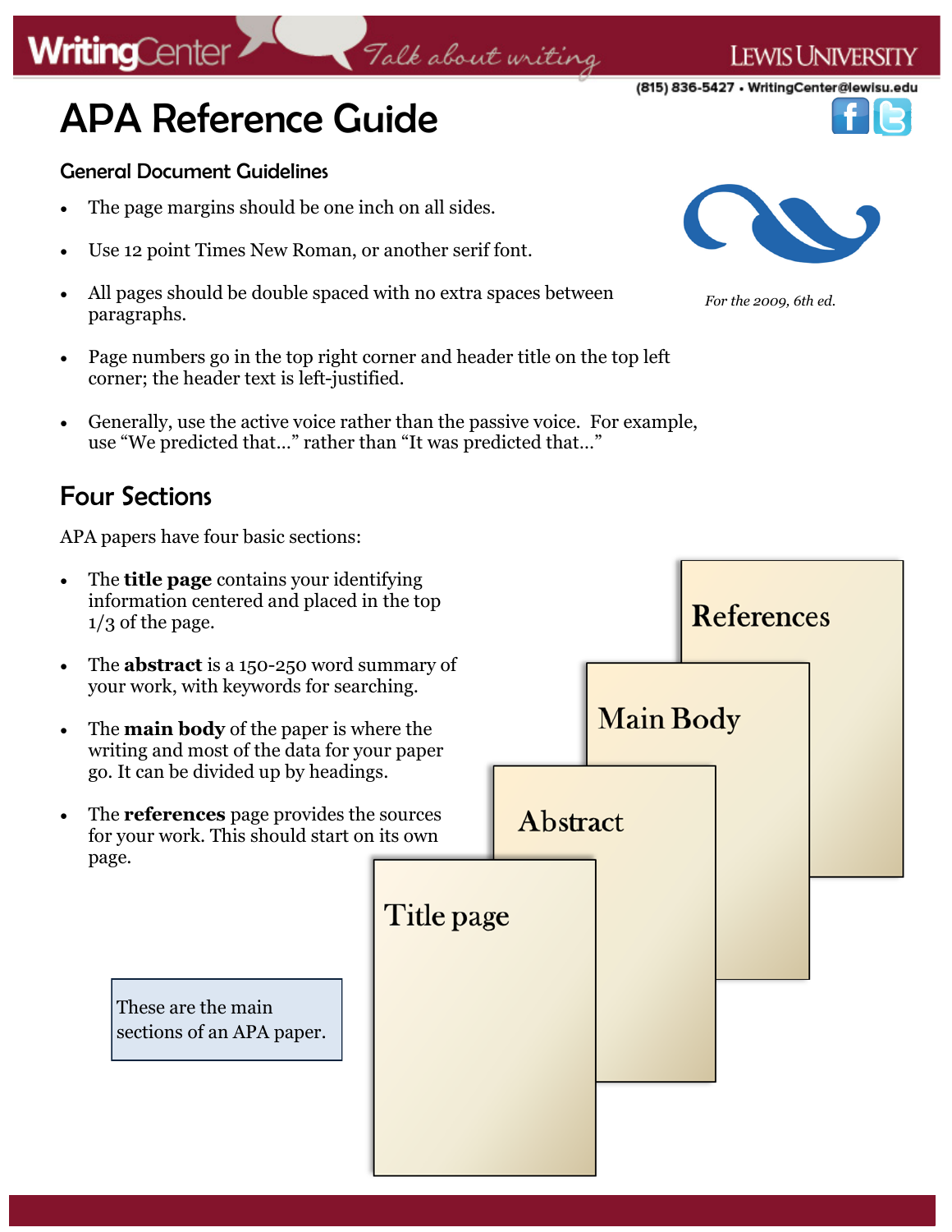# APA Reference Guide

*For the 2009, 6th ed.*

## General Document Guidelines

- The page margins should be one inch on all sides.
- Use 12 point Times New Roman, or another serif font.
- All pages should be double spaced with no extra spaces between paragraphs.
- Page numbers go in the top right corner and header title on the top left corner; the header text is left-justified.
- Generally, use the active voice rather than the passive voice. For example, use "We predicted that…" rather than "It was predicted that…"

## Four Sections

APA papers have four basic sections:

- The **title page** contains your identifying information centered and placed in the top 1/3 of the page.
- The **abstract** is a 150-250 word summary of your work, with keywords for searching.
- The **main body** of the paper is where the writing and most of the data for your paper go. It can be divided up by headings.
- The **references** page provides the sources for your work. This should start on its own page.

References

Main Body

Abstract

Title page

These are the main sections of an APA paper.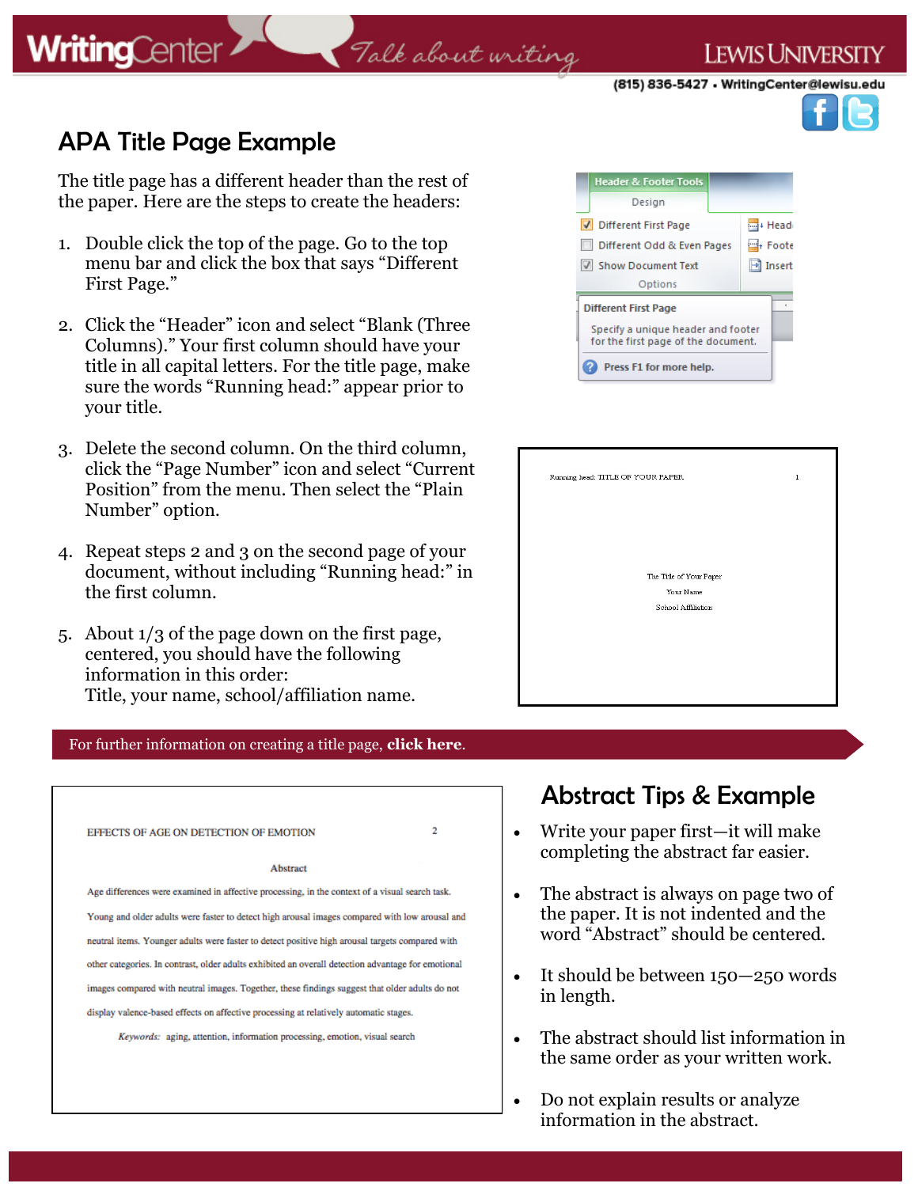## APA Title Page Example

The title page has a different header than the rest of the paper. Here are the steps to create the headers:

1. Double click the top of the page. Go to the top menu bar and click the box that says "Different First Page."

2. Click the "Header" icon and select "Blank (Three Columns)." Your first column should have your title in all capital letters. For the title page, make sure the words "Running head:" appear prior to your title.

3. Delete the second column. On the third column, click the "Page Number" icon and select "Current Position" from the menu. Then select the "Plain Number" option.

4. Repeat steps 2 and 3 on the second page of your document, without including "Running head:" in the first column.

5. About 1/3 of the page down on the first page, centered, you should have the following information in this order:
   Title, your name, school/affiliation name.

Header & Footer Tools

Design

- Different First Page
- Different Odd & Even Pages
- Show Document Text

Options

Different First Page

Specify a unique header and footer for the first page of the document.

Press F1 for more help.

Running head: TITLE OF YOUR PAPER 1

The Title of Your Paper

Your Name

School Affiliation

For further information on creating a title page, **click here**.

EFFECTS OF AGE ON DETECTION OF EMOTION 2

Abstract

Age differences were examined in affective processing, in the context of a visual search task. Young and older adults were faster to detect high arousal images compared with low arousal and neutral items. Younger adults were faster to detect positive high arousal targets compared with other categories. In contrast, older adults exhibited an overall detection advantage for emotional images compared with neutral images. Together, these findings suggest that older adults do not display valence-based effects on affective processing at relatively automatic stages.

*Keywords:* aging, attention, information processing, emotion, visual search

## Abstract Tips & Example

- Write your paper first—it will make completing the abstract far easier.
- The abstract is always on page two of the paper. It is not indented and the word "Abstract" should be centered.
- It should be between 150—250 words in length.
- The abstract should list information in the same order as your written work.
- Do not explain results or analyze information in the abstract.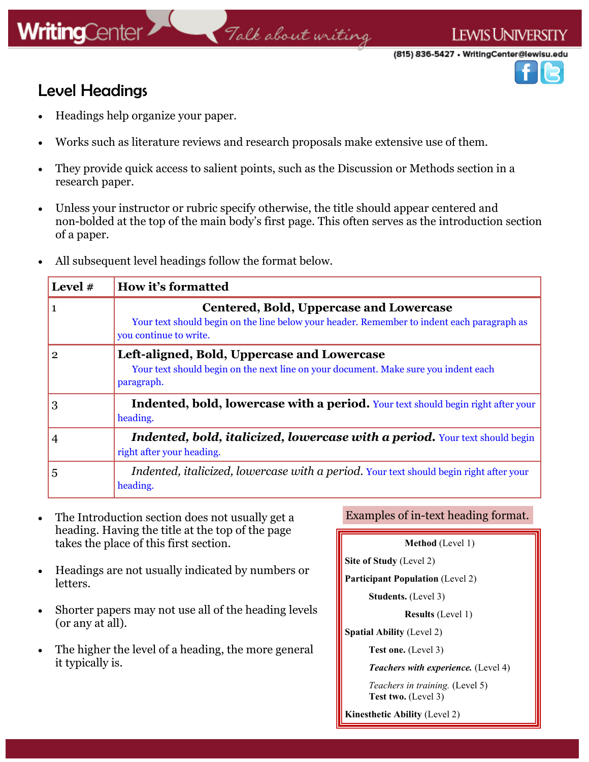## Level Headings

- Headings help organize your paper.
- Works such as literature reviews and research proposals make extensive use of them.
- They provide quick access to salient points, such as the Discussion or Methods section in a research paper.
- Unless your instructor or rubric specify otherwise, the title should appear centered and non-bolded at the top of the main body's first page. This often serves as the introduction section of a paper.
- All subsequent level headings follow the format below.

| Level # | How it's formatted |
|---|---|
| 1 | **Centered, Bold, Uppercase and Lowercase** Your text should begin on the line below your header. Remember to indent each paragraph as you continue to write. |
| 2 | **Left-aligned, Bold, Uppercase and Lowercase** Your text should begin on the next line on your document. Make sure you indent each paragraph. |
| 3 | **Indented, bold, lowercase with a period.** Your text should begin right after your heading. |
| 4 | ***Indented, bold, italicized, lowercase with a period.*** Your text should begin right after your heading. |
| 5 | *Indented, italicized, lowercase with a period.* Your text should begin right after your heading. |

- The Introduction section does not usually get a heading. Having the title at the top of the page takes the place of this first section.
- Headings are not usually indicated by numbers or letters.
- Shorter papers may not use all of the heading levels (or any at all).
- The higher the level of a heading, the more general it typically is.

Examples of in-text heading format.

**Method** (Level 1)

**Site of Study** (Level 2)

**Participant Population** (Level 2)

**Students.** (Level 3)

**Results** (Level 1)

**Spatial Ability** (Level 2)

**Test one.** (Level 3)

***Teachers with experience.*** (Level 4)

*Teachers in training.* (Level 5)

**Test two.** (Level 3)

**Kinesthetic Ability** (Level 2)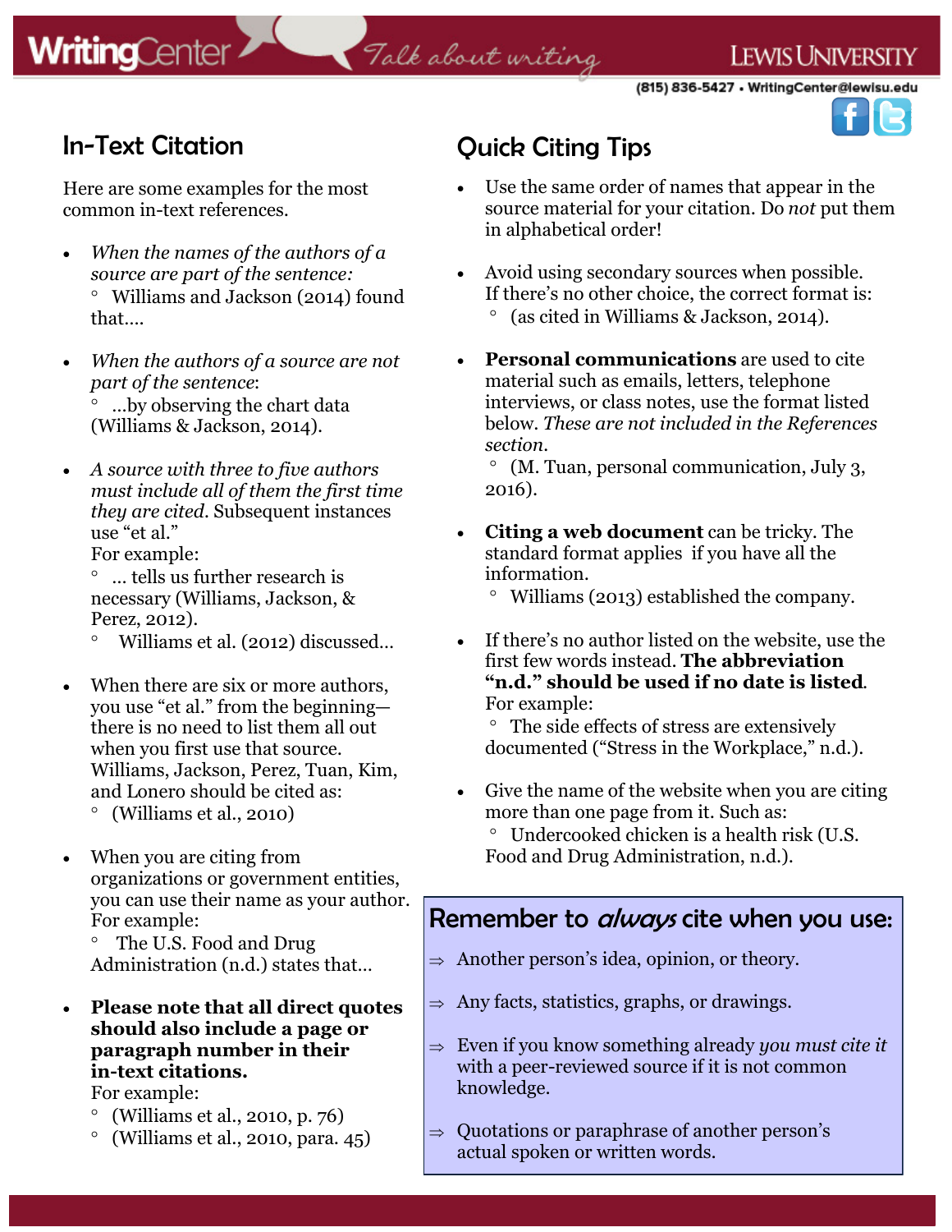## In-Text Citation

Here are some examples for the most common in-text references.

- *When the names of the authors of a source are part of the sentence:*
  - Williams and Jackson (2014) found that....
- *When the authors of a source are not part of the sentence*:
  - ...by observing the chart data (Williams & Jackson, 2014).
- *A source with three to five authors must include all of them the first time they are cited*. Subsequent instances use "et al."
  For example:
  - ... tells us further research is necessary (Williams, Jackson, & Perez, 2012).
  - Williams et al. (2012) discussed...
- When there are six or more authors, you use "et al." from the beginning—there is no need to list them all out when you first use that source. Williams, Jackson, Perez, Tuan, Kim, and Lonero should be cited as:
  - (Williams et al., 2010)
- When you are citing from organizations or government entities, you can use their name as your author. For example:
  - The U.S. Food and Drug Administration (n.d.) states that...
- **Please note that all direct quotes should also include a page or paragraph number in their in-text citations.**
  For example:
  - (Williams et al., 2010, p. 76)
  - (Williams et al., 2010, para. 45)

## Quick Citing Tips

- Use the same order of names that appear in the source material for your citation. Do *not* put them in alphabetical order!
- Avoid using secondary sources when possible. If there's no other choice, the correct format is:
  - (as cited in Williams & Jackson, 2014).
- **Personal communications** are used to cite material such as emails, letters, telephone interviews, or class notes, use the format listed below. *These are not included in the References section*.
  - (M. Tuan, personal communication, July 3, 2016).
- **Citing a web document** can be tricky. The standard format applies if you have all the information.
  - Williams (2013) established the company.
- If there's no author listed on the website, use the first few words instead. **The abbreviation "n.d." should be used if no date is listed**. For example:
  - The side effects of stress are extensively documented ("Stress in the Workplace," n.d.).
- Give the name of the website when you are citing more than one page from it. Such as:
  - Undercooked chicken is a health risk (U.S. Food and Drug Administration, n.d.).

## Remember to *always* cite when you use:

⇒ Another person's idea, opinion, or theory.

⇒ Any facts, statistics, graphs, or drawings.

⇒ Even if you know something already *you must cite it* with a peer-reviewed source if it is not common knowledge.

⇒ Quotations or paraphrase of another person's actual spoken or written words.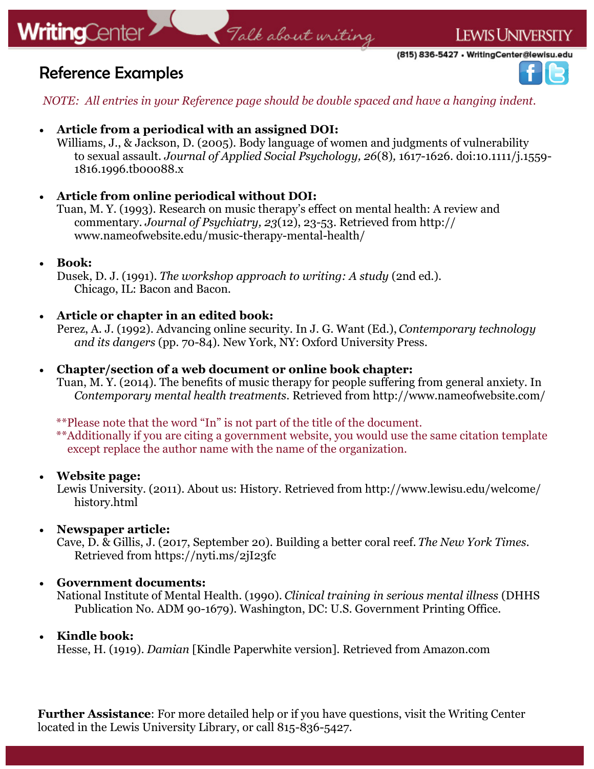# Reference Examples

*NOTE: All entries in your Reference page should be double spaced and have a hanging indent.*

- **Article from a periodical with an assigned DOI:**
  Williams, J., & Jackson, D. (2005). Body language of women and judgments of vulnerability to sexual assault. *Journal of Applied Social Psychology, 26*(8), 1617-1626. doi:10.1111/j.1559-1816.1996.tb00088.x

- **Article from online periodical without DOI:**
  Tuan, M. Y. (1993). Research on music therapy's effect on mental health: A review and commentary. *Journal of Psychiatry, 23*(12), 23-53. Retrieved from http://www.nameofwebsite.edu/music-therapy-mental-health/

- **Book:**
  Dusek, D. J. (1991). *The workshop approach to writing: A study* (2nd ed.). Chicago, IL: Bacon and Bacon.

- **Article or chapter in an edited book:**
  Perez, A. J. (1992). Advancing online security. In J. G. Want (Ed.), *Contemporary technology and its dangers* (pp. 70-84). New York, NY: Oxford University Press.

- **Chapter/section of a web document or online book chapter:**
  Tuan, M. Y. (2014). The benefits of music therapy for people suffering from general anxiety. In *Contemporary mental health treatments*. Retrieved from http://www.nameofwebsite.com/

  **Please note that the word "In" is not part of the title of the document.
  **Additionally if you are citing a government website, you would use the same citation template except replace the author name with the name of the organization.

- **Website page:**
  Lewis University. (2011). About us: History. Retrieved from http://www.lewisu.edu/welcome/history.html

- **Newspaper article:**
  Cave, D. & Gillis, J. (2017, September 20). Building a better coral reef. *The New York Times*. Retrieved from https://nyti.ms/2jI23fc

- **Government documents:**
  National Institute of Mental Health. (1990). *Clinical training in serious mental illness* (DHHS Publication No. ADM 90-1679). Washington, DC: U.S. Government Printing Office.

- **Kindle book:**
  Hesse, H. (1919). *Damian* [Kindle Paperwhite version]. Retrieved from Amazon.com

**Further Assistance**: For more detailed help or if you have questions, visit the Writing Center located in the Lewis University Library, or call 815-836-5427.